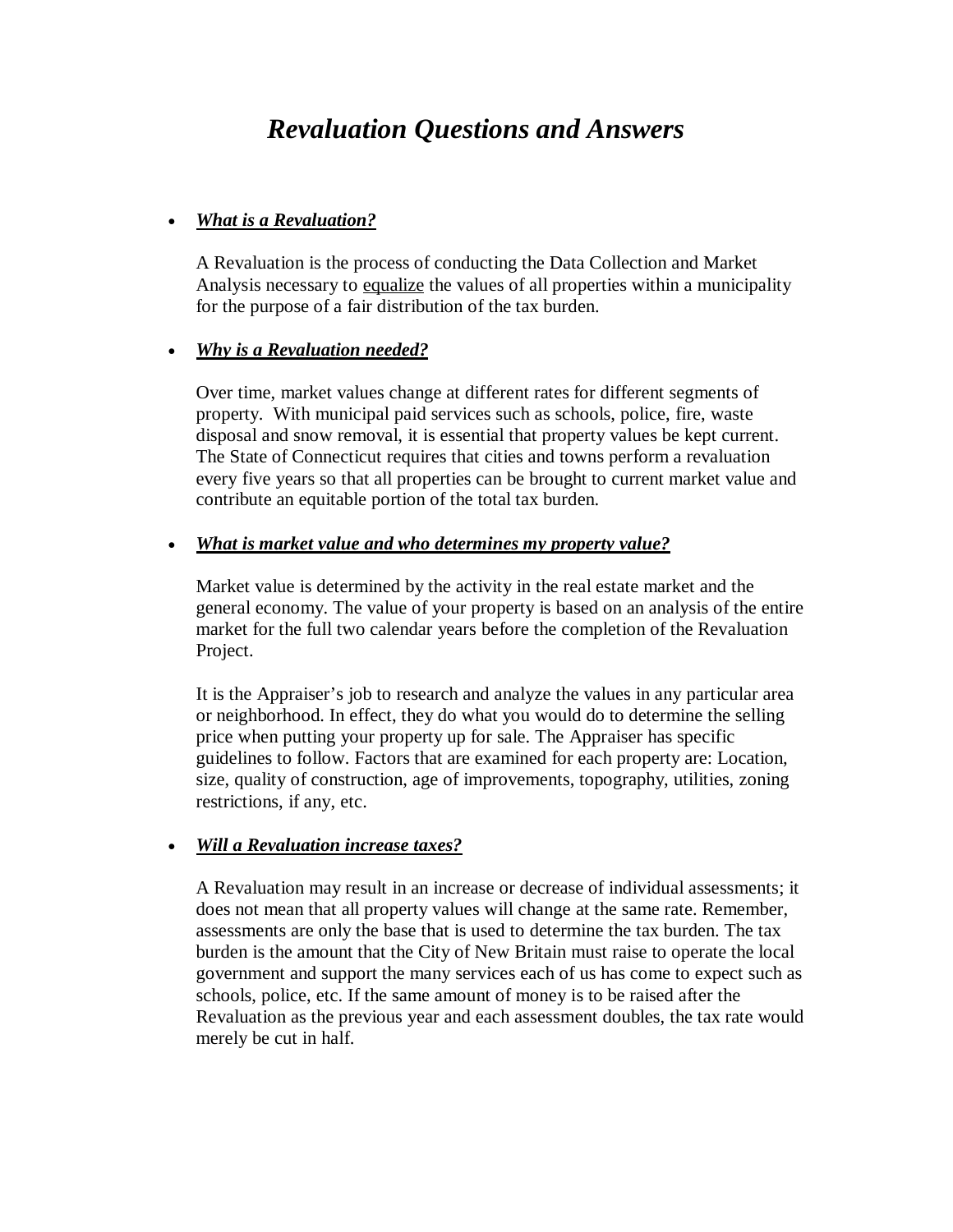# *Revaluation Questions and Answers*

- ***What is a Revaluation?***

  A Revaluation is the process of conducting the Data Collection and Market Analysis necessary to equalize the values of all properties within a municipality for the purpose of a fair distribution of the tax burden.

- ***Why is a Revaluation needed?***

  Over time, market values change at different rates for different segments of property. With municipal paid services such as schools, police, fire, waste disposal and snow removal, it is essential that property values be kept current. The State of Connecticut requires that cities and towns perform a revaluation every five years so that all properties can be brought to current market value and contribute an equitable portion of the total tax burden.

- ***What is market value and who determines my property value?***

  Market value is determined by the activity in the real estate market and the general economy. The value of your property is based on an analysis of the entire market for the full two calendar years before the completion of the Revaluation Project.

  It is the Appraiser's job to research and analyze the values in any particular area or neighborhood. In effect, they do what you would do to determine the selling price when putting your property up for sale. The Appraiser has specific guidelines to follow. Factors that are examined for each property are: Location, size, quality of construction, age of improvements, topography, utilities, zoning restrictions, if any, etc.

- ***Will a Revaluation increase taxes?***

  A Revaluation may result in an increase or decrease of individual assessments; it does not mean that all property values will change at the same rate. Remember, assessments are only the base that is used to determine the tax burden. The tax burden is the amount that the City of New Britain must raise to operate the local government and support the many services each of us has come to expect such as schools, police, etc. If the same amount of money is to be raised after the Revaluation as the previous year and each assessment doubles, the tax rate would merely be cut in half.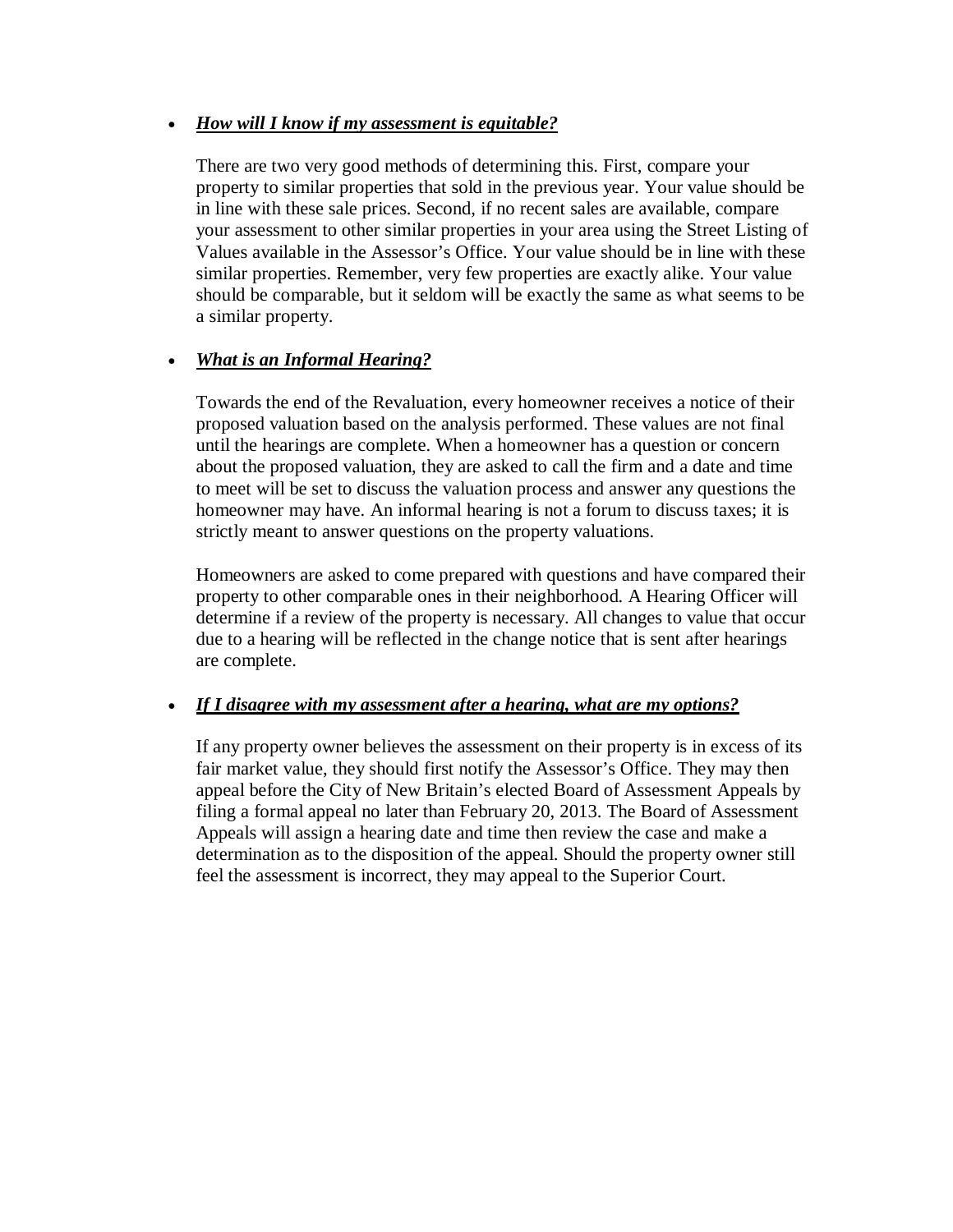- ***How will I know if my assessment is equitable?***

  There are two very good methods of determining this. First, compare your property to similar properties that sold in the previous year. Your value should be in line with these sale prices. Second, if no recent sales are available, compare your assessment to other similar properties in your area using the Street Listing of Values available in the Assessor's Office. Your value should be in line with these similar properties. Remember, very few properties are exactly alike. Your value should be comparable, but it seldom will be exactly the same as what seems to be a similar property.

- ***What is an Informal Hearing?***

  Towards the end of the Revaluation, every homeowner receives a notice of their proposed valuation based on the analysis performed. These values are not final until the hearings are complete. When a homeowner has a question or concern about the proposed valuation, they are asked to call the firm and a date and time to meet will be set to discuss the valuation process and answer any questions the homeowner may have. An informal hearing is not a forum to discuss taxes; it is strictly meant to answer questions on the property valuations.

  Homeowners are asked to come prepared with questions and have compared their property to other comparable ones in their neighborhood. A Hearing Officer will determine if a review of the property is necessary. All changes to value that occur due to a hearing will be reflected in the change notice that is sent after hearings are complete.

- ***If I disagree with my assessment after a hearing, what are my options?***

  If any property owner believes the assessment on their property is in excess of its fair market value, they should first notify the Assessor's Office. They may then appeal before the City of New Britain's elected Board of Assessment Appeals by filing a formal appeal no later than February 20, 2013. The Board of Assessment Appeals will assign a hearing date and time then review the case and make a determination as to the disposition of the appeal. Should the property owner still feel the assessment is incorrect, they may appeal to the Superior Court.